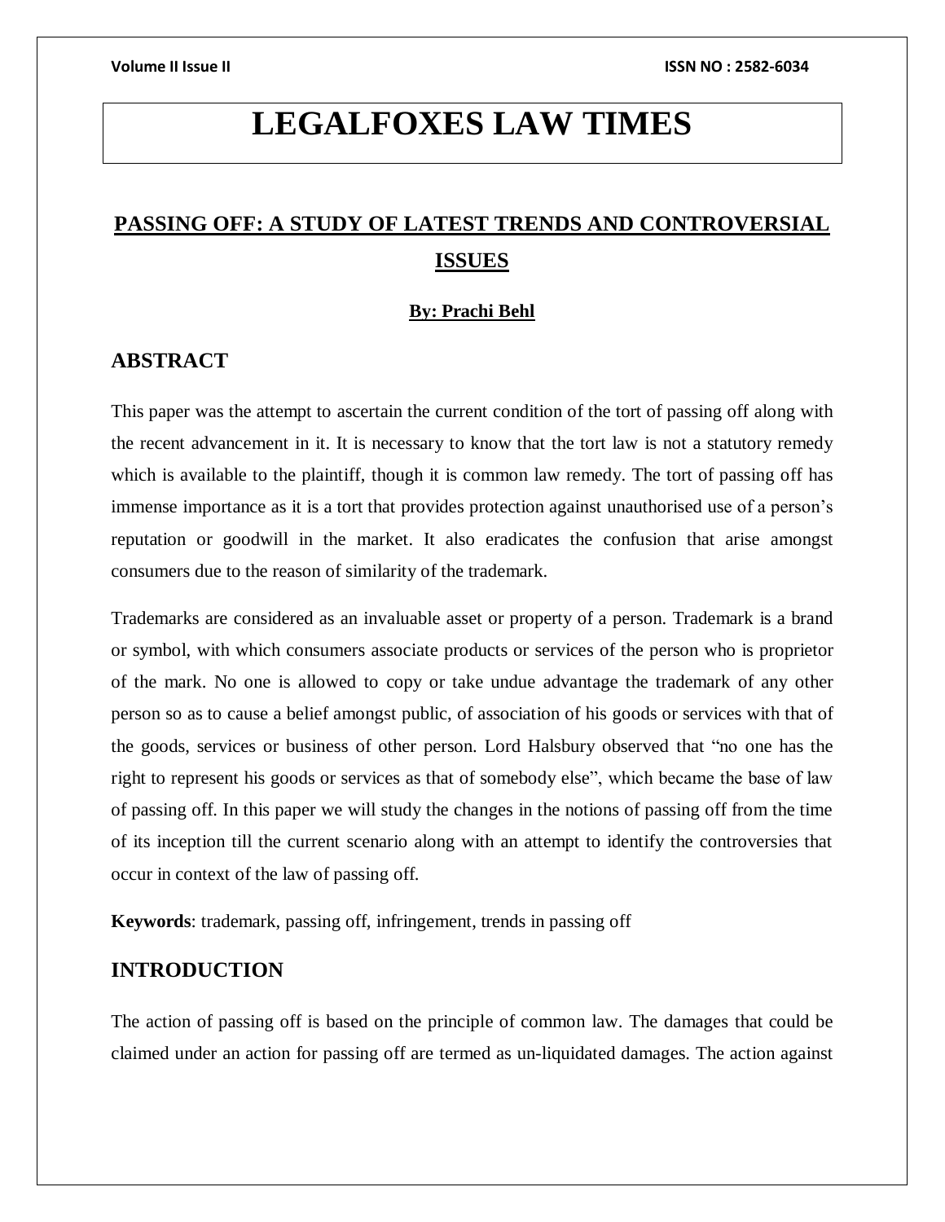# LEGALFOXES LAW TIMES

## PASSING OFF: A STUDY OF LATEST TRENDS AND CONTROVERSIAL ISSUES

**By: Prachi Behl**

## ABSTRACT

This paper was the attempt to ascertain the current condition of the tort of passing off along with the recent advancement in it. It is necessary to know that the tort law is not a statutory remedy which is available to the plaintiff, though it is common law remedy. The tort of passing off has immense importance as it is a tort that provides protection against unauthorised use of a person's reputation or goodwill in the market. It also eradicates the confusion that arise amongst consumers due to the reason of similarity of the trademark.

Trademarks are considered as an invaluable asset or property of a person. Trademark is a brand or symbol, with which consumers associate products or services of the person who is proprietor of the mark. No one is allowed to copy or take undue advantage the trademark of any other person so as to cause a belief amongst public, of association of his goods or services with that of the goods, services or business of other person. Lord Halsbury observed that "no one has the right to represent his goods or services as that of somebody else", which became the base of law of passing off. In this paper we will study the changes in the notions of passing off from the time of its inception till the current scenario along with an attempt to identify the controversies that occur in context of the law of passing off.

**Keywords**: trademark, passing off, infringement, trends in passing off

## INTRODUCTION

The action of passing off is based on the principle of common law. The damages that could be claimed under an action for passing off are termed as un-liquidated damages. The action against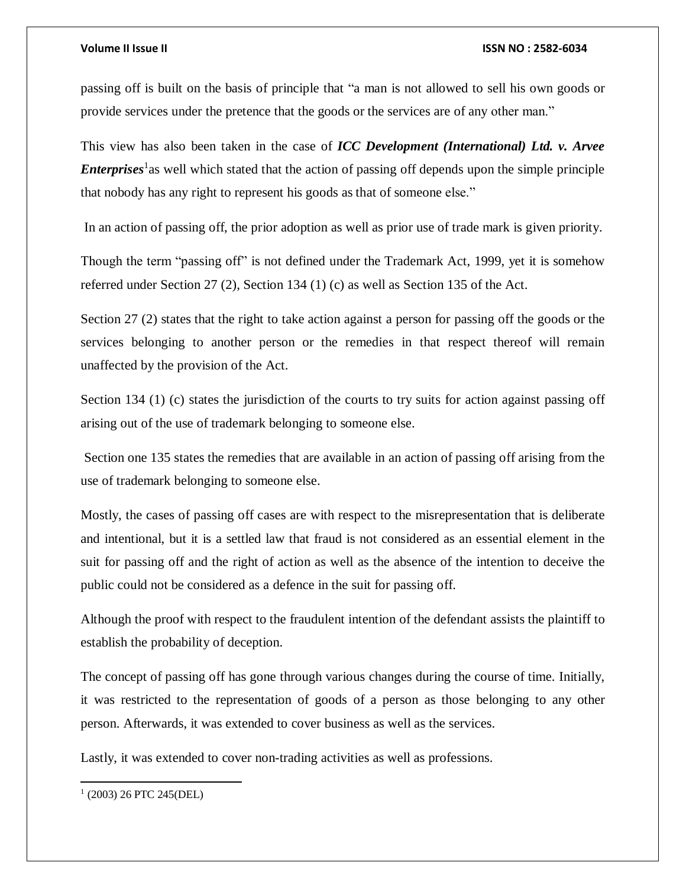passing off is built on the basis of principle that "a man is not allowed to sell his own goods or provide services under the pretence that the goods or the services are of any other man."

This view has also been taken in the case of ***ICC Development (International) Ltd. v. Arvee Enterprises***[1] as well which stated that the action of passing off depends upon the simple principle that nobody has any right to represent his goods as that of someone else."

In an action of passing off, the prior adoption as well as prior use of trade mark is given priority.

Though the term "passing off" is not defined under the Trademark Act, 1999, yet it is somehow referred under Section 27 (2), Section 134 (1) (c) as well as Section 135 of the Act.

Section 27 (2) states that the right to take action against a person for passing off the goods or the services belonging to another person or the remedies in that respect thereof will remain unaffected by the provision of the Act.

Section 134 (1) (c) states the jurisdiction of the courts to try suits for action against passing off arising out of the use of trademark belonging to someone else.

Section one 135 states the remedies that are available in an action of passing off arising from the use of trademark belonging to someone else.

Mostly, the cases of passing off cases are with respect to the misrepresentation that is deliberate and intentional, but it is a settled law that fraud is not considered as an essential element in the suit for passing off and the right of action as well as the absence of the intention to deceive the public could not be considered as a defence in the suit for passing off.

Although the proof with respect to the fraudulent intention of the defendant assists the plaintiff to establish the probability of deception.

The concept of passing off has gone through various changes during the course of time. Initially, it was restricted to the representation of goods of a person as those belonging to any other person. Afterwards, it was extended to cover business as well as the services.

Lastly, it was extended to cover non-trading activities as well as professions.

---

[1] (2003) 26 PTC 245(DEL)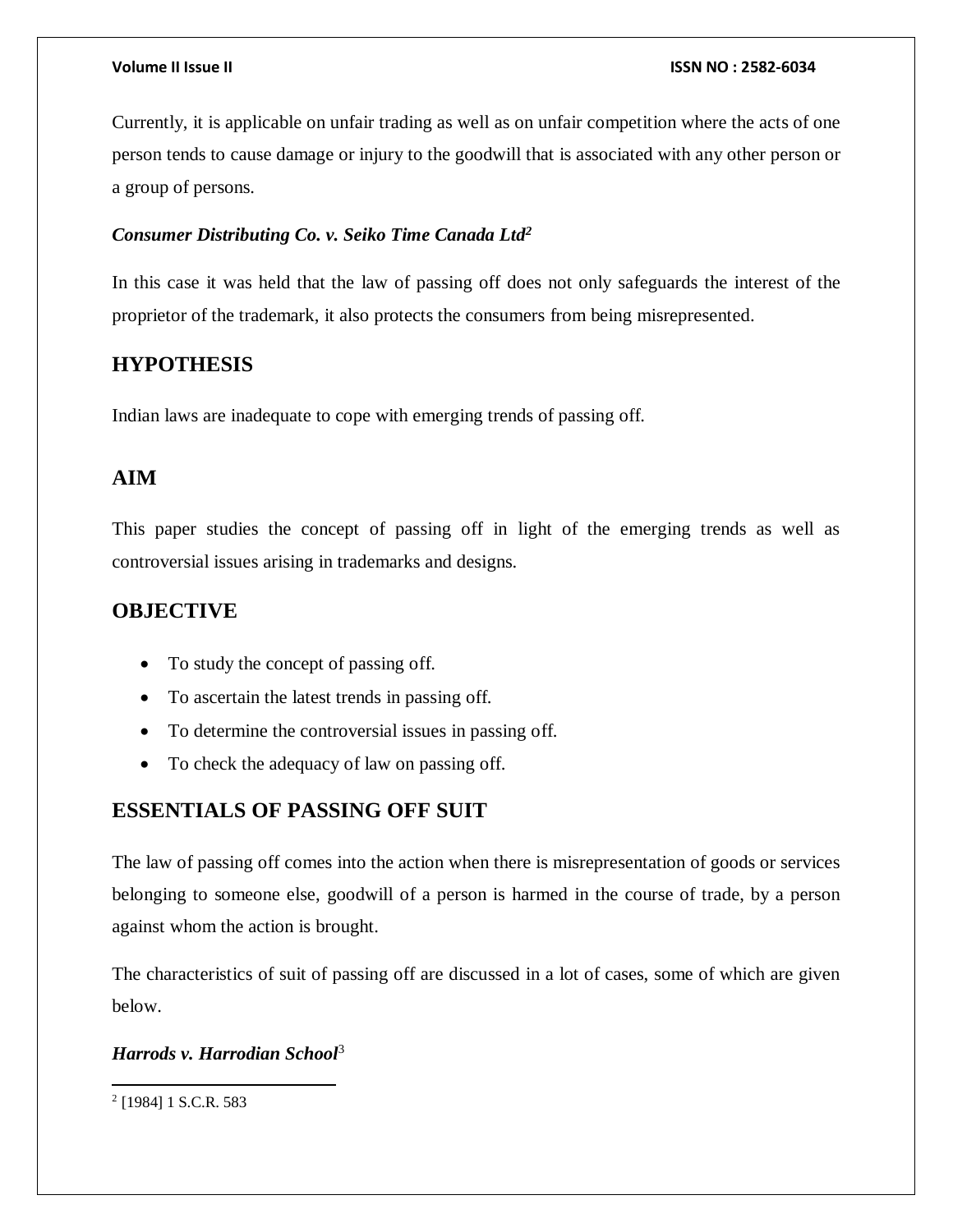Currently, it is applicable on unfair trading as well as on unfair competition where the acts of one person tends to cause damage or injury to the goodwill that is associated with any other person or a group of persons.

***Consumer Distributing Co. v. Seiko Time Canada Ltd***[2]

In this case it was held that the law of passing off does not only safeguards the interest of the proprietor of the trademark, it also protects the consumers from being misrepresented.

## HYPOTHESIS

Indian laws are inadequate to cope with emerging trends of passing off.

## AIM

This paper studies the concept of passing off in light of the emerging trends as well as controversial issues arising in trademarks and designs.

## OBJECTIVE

- To study the concept of passing off.
- To ascertain the latest trends in passing off.
- To determine the controversial issues in passing off.
- To check the adequacy of law on passing off.

## ESSENTIALS OF PASSING OFF SUIT

The law of passing off comes into the action when there is misrepresentation of goods or services belonging to someone else, goodwill of a person is harmed in the course of trade, by a person against whom the action is brought.

The characteristics of suit of passing off are discussed in a lot of cases, some of which are given below.

***Harrods v. Harrodian School***[3]

---

[2] [1984] 1 S.C.R. 583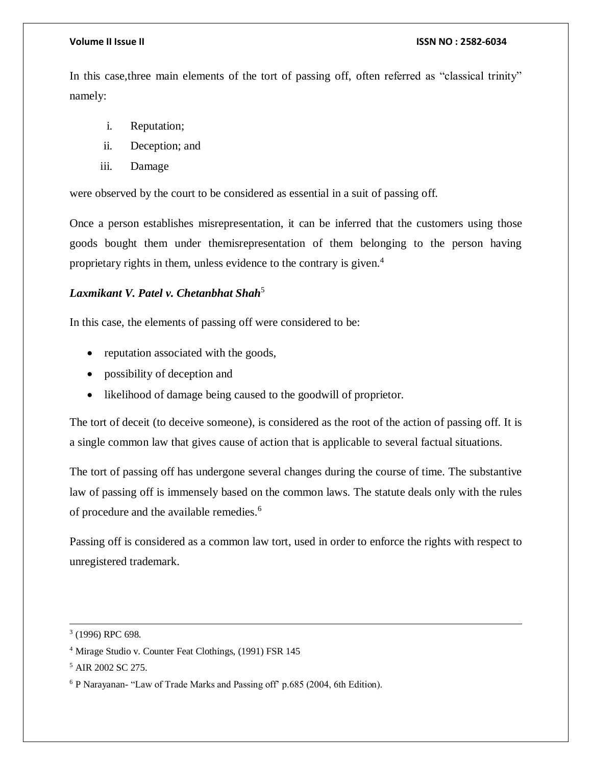In this case,three main elements of the tort of passing off, often referred as “classical trinity” namely:

i. Reputation;
ii. Deception; and
iii. Damage

were observed by the court to be considered as essential in a suit of passing off.

Once a person establishes misrepresentation, it can be inferred that the customers using those goods bought them under themisrepresentation of them belonging to the person having proprietary rights in them, unless evidence to the contrary is given.[4]

### *Laxmikant V. Patel v. Chetanbhat Shah*[5]

In this case, the elements of passing off were considered to be:

- reputation associated with the goods,
- possibility of deception and
- likelihood of damage being caused to the goodwill of proprietor.

The tort of deceit (to deceive someone), is considered as the root of the action of passing off. It is a single common law that gives cause of action that is applicable to several factual situations.

The tort of passing off has undergone several changes during the course of time. The substantive law of passing off is immensely based on the common laws. The statute deals only with the rules of procedure and the available remedies.[6]

Passing off is considered as a common law tort, used in order to enforce the rights with respect to unregistered trademark.

---

[3] (1996) RPC 698.

[4] Mirage Studio v. Counter Feat Clothings, (1991) FSR 145

[5] AIR 2002 SC 275.

[6] P Narayanan- “Law of Trade Marks and Passing off’ p.685 (2004, 6th Edition).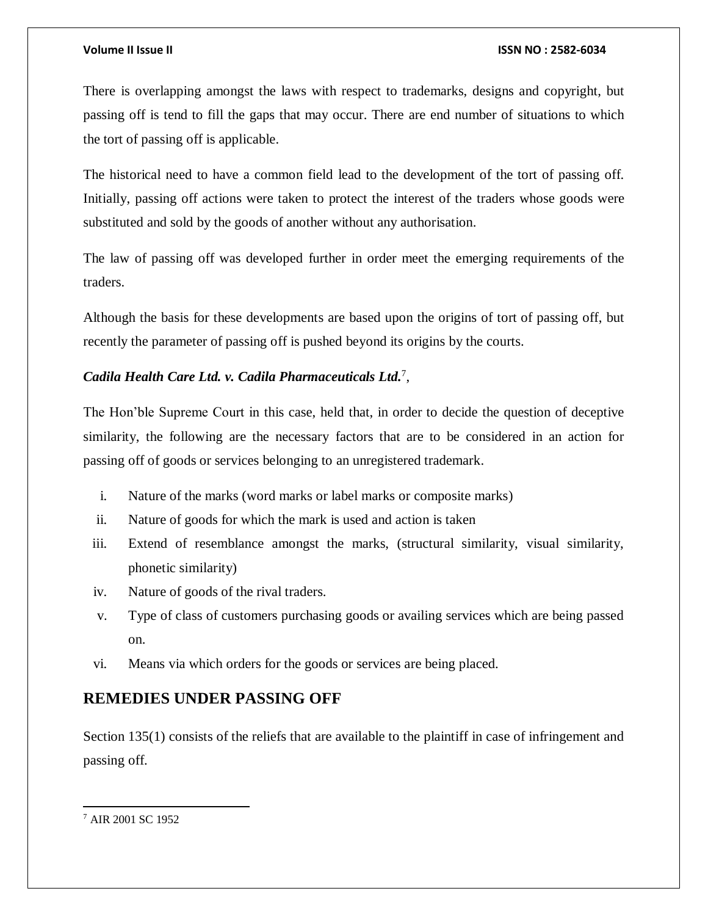There is overlapping amongst the laws with respect to trademarks, designs and copyright, but passing off is tend to fill the gaps that may occur. There are end number of situations to which the tort of passing off is applicable.

The historical need to have a common field lead to the development of the tort of passing off. Initially, passing off actions were taken to protect the interest of the traders whose goods were substituted and sold by the goods of another without any authorisation.

The law of passing off was developed further in order meet the emerging requirements of the traders.

Although the basis for these developments are based upon the origins of tort of passing off, but recently the parameter of passing off is pushed beyond its origins by the courts.

***Cadila Health Care Ltd. v. Cadila Pharmaceuticals Ltd.***[7],

The Hon'ble Supreme Court in this case, held that, in order to decide the question of deceptive similarity, the following are the necessary factors that are to be considered in an action for passing off of goods or services belonging to an unregistered trademark.

i. Nature of the marks (word marks or label marks or composite marks)
ii. Nature of goods for which the mark is used and action is taken
iii. Extend of resemblance amongst the marks, (structural similarity, visual similarity, phonetic similarity)
iv. Nature of goods of the rival traders.
v. Type of class of customers purchasing goods or availing services which are being passed on.
vi. Means via which orders for the goods or services are being placed.

## REMEDIES UNDER PASSING OFF

Section 135(1) consists of the reliefs that are available to the plaintiff in case of infringement and passing off.

---

[7] AIR 2001 SC 1952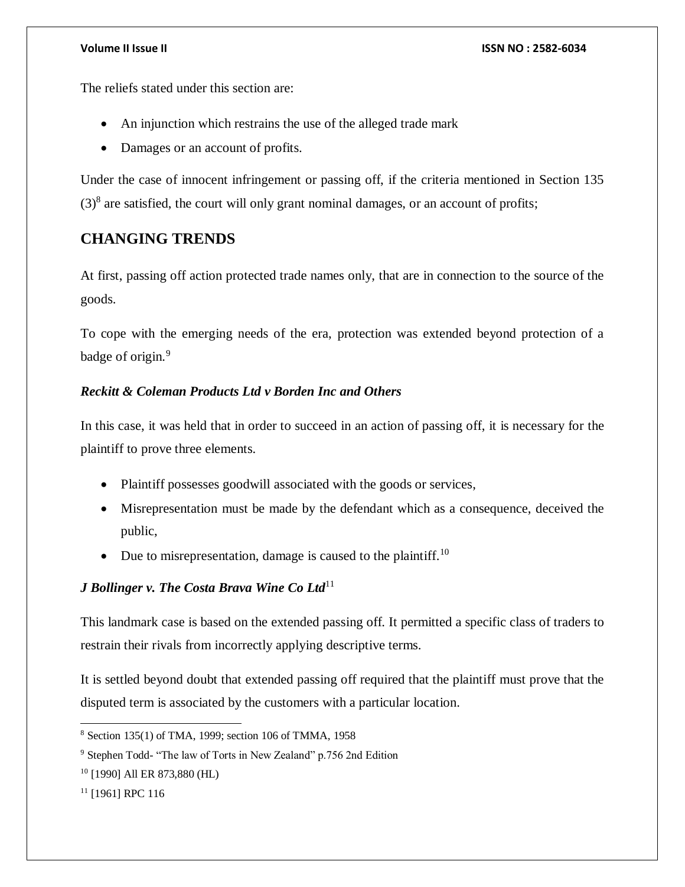The reliefs stated under this section are:

- An injunction which restrains the use of the alleged trade mark
- Damages or an account of profits.

Under the case of innocent infringement or passing off, if the criteria mentioned in Section 135 (3)[8] are satisfied, the court will only grant nominal damages, or an account of profits;

## CHANGING TRENDS

At first, passing off action protected trade names only, that are in connection to the source of the goods.

To cope with the emerging needs of the era, protection was extended beyond protection of a badge of origin.[9]

***Reckitt & Coleman Products Ltd v Borden Inc and Others***

In this case, it was held that in order to succeed in an action of passing off, it is necessary for the plaintiff to prove three elements.

- Plaintiff possesses goodwill associated with the goods or services,
- Misrepresentation must be made by the defendant which as a consequence, deceived the public,
- Due to misrepresentation, damage is caused to the plaintiff.[10]

***J Bollinger v. The Costa Brava Wine Co Ltd***[11]

This landmark case is based on the extended passing off. It permitted a specific class of traders to restrain their rivals from incorrectly applying descriptive terms.

It is settled beyond doubt that extended passing off required that the plaintiff must prove that the disputed term is associated by the customers with a particular location.

---

[8] Section 135(1) of TMA, 1999; section 106 of TMMA, 1958

[9] Stephen Todd- "The law of Torts in New Zealand" p.756 2nd Edition

[10] [1990] All ER 873,880 (HL)

[11] [1961] RPC 116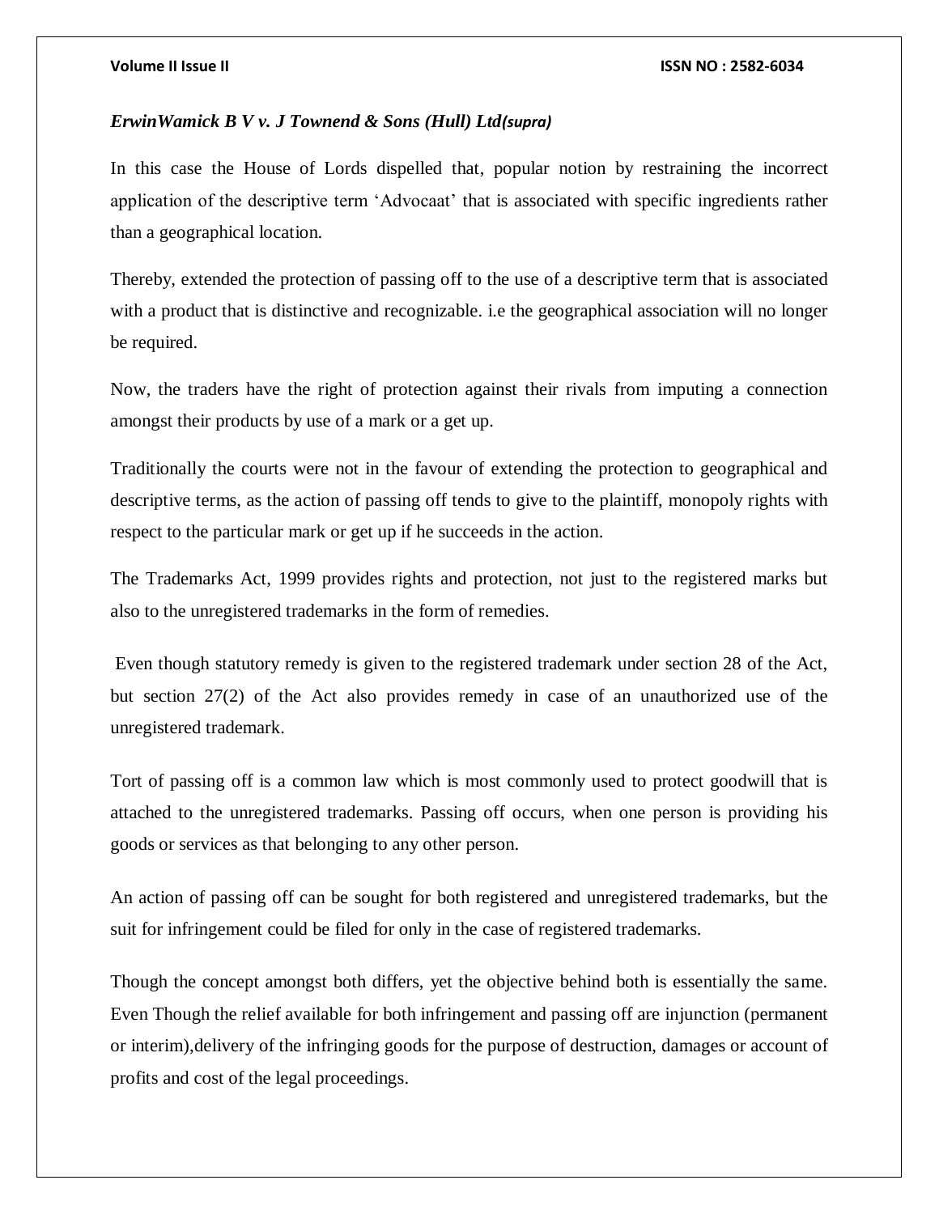***ErwinWamick B V v. J Townend & Sons (Hull) Ltd(supra)***

In this case the House of Lords dispelled that, popular notion by restraining the incorrect application of the descriptive term 'Advocaat' that is associated with specific ingredients rather than a geographical location.

Thereby, extended the protection of passing off to the use of a descriptive term that is associated with a product that is distinctive and recognizable. i.e the geographical association will no longer be required.

Now, the traders have the right of protection against their rivals from imputing a connection amongst their products by use of a mark or a get up.

Traditionally the courts were not in the favour of extending the protection to geographical and descriptive terms, as the action of passing off tends to give to the plaintiff, monopoly rights with respect to the particular mark or get up if he succeeds in the action.

The Trademarks Act, 1999 provides rights and protection, not just to the registered marks but also to the unregistered trademarks in the form of remedies.

Even though statutory remedy is given to the registered trademark under section 28 of the Act, but section 27(2) of the Act also provides remedy in case of an unauthorized use of the unregistered trademark.

Tort of passing off is a common law which is most commonly used to protect goodwill that is attached to the unregistered trademarks. Passing off occurs, when one person is providing his goods or services as that belonging to any other person.

An action of passing off can be sought for both registered and unregistered trademarks, but the suit for infringement could be filed for only in the case of registered trademarks.

Though the concept amongst both differs, yet the objective behind both is essentially the same. Even Though the relief available for both infringement and passing off are injunction (permanent or interim),delivery of the infringing goods for the purpose of destruction, damages or account of profits and cost of the legal proceedings.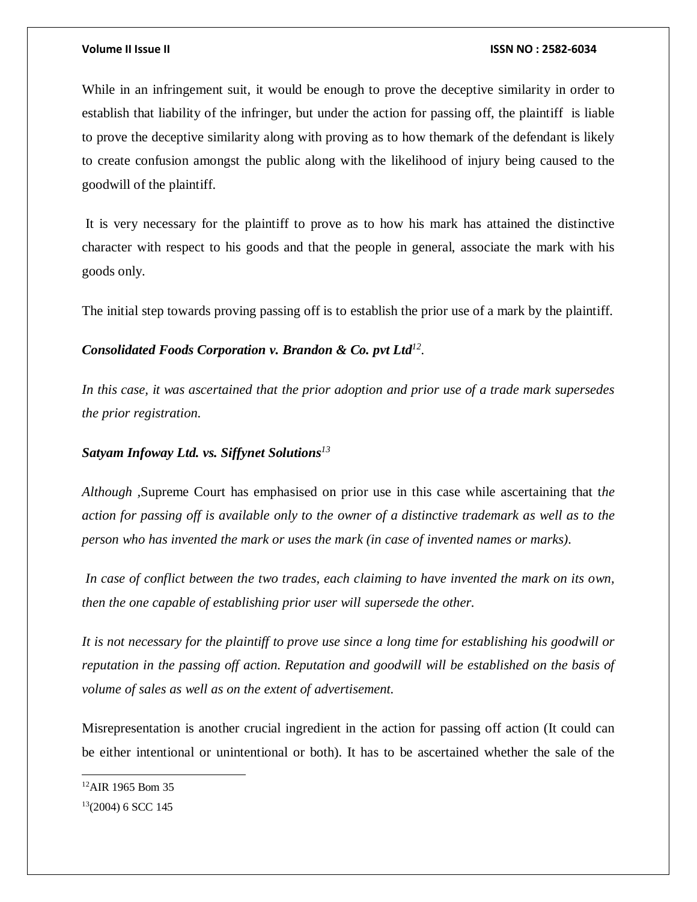While in an infringement suit, it would be enough to prove the deceptive similarity in order to establish that liability of the infringer, but under the action for passing off, the plaintiff is liable to prove the deceptive similarity along with proving as to how themark of the defendant is likely to create confusion amongst the public along with the likelihood of injury being caused to the goodwill of the plaintiff.

It is very necessary for the plaintiff to prove as to how his mark has attained the distinctive character with respect to his goods and that the people in general, associate the mark with his goods only.

The initial step towards proving passing off is to establish the prior use of a mark by the plaintiff.

***Consolidated Foods Corporation v. Brandon & Co. pvt Ltd***[12].

*In this case, it was ascertained that the prior adoption and prior use of a trade mark supersedes the prior registration.*

***Satyam Infoway Ltd. vs. Siffynet Solutions***[13]

*Although* ,Supreme Court has emphasised on prior use in this case while ascertaining that t*he action for passing off is available only to the owner of a distinctive trademark as well as to the person who has invented the mark or uses the mark (in case of invented names or marks).*

*In case of conflict between the two trades, each claiming to have invented the mark on its own, then the one capable of establishing prior user will supersede the other.*

*It is not necessary for the plaintiff to prove use since a long time for establishing his goodwill or reputation in the passing off action. Reputation and goodwill will be established on the basis of volume of sales as well as on the extent of advertisement.*

Misrepresentation is another crucial ingredient in the action for passing off action (It could can be either intentional or unintentional or both). It has to be ascertained whether the sale of the

---

[12] AIR 1965 Bom 35

[13] (2004) 6 SCC 145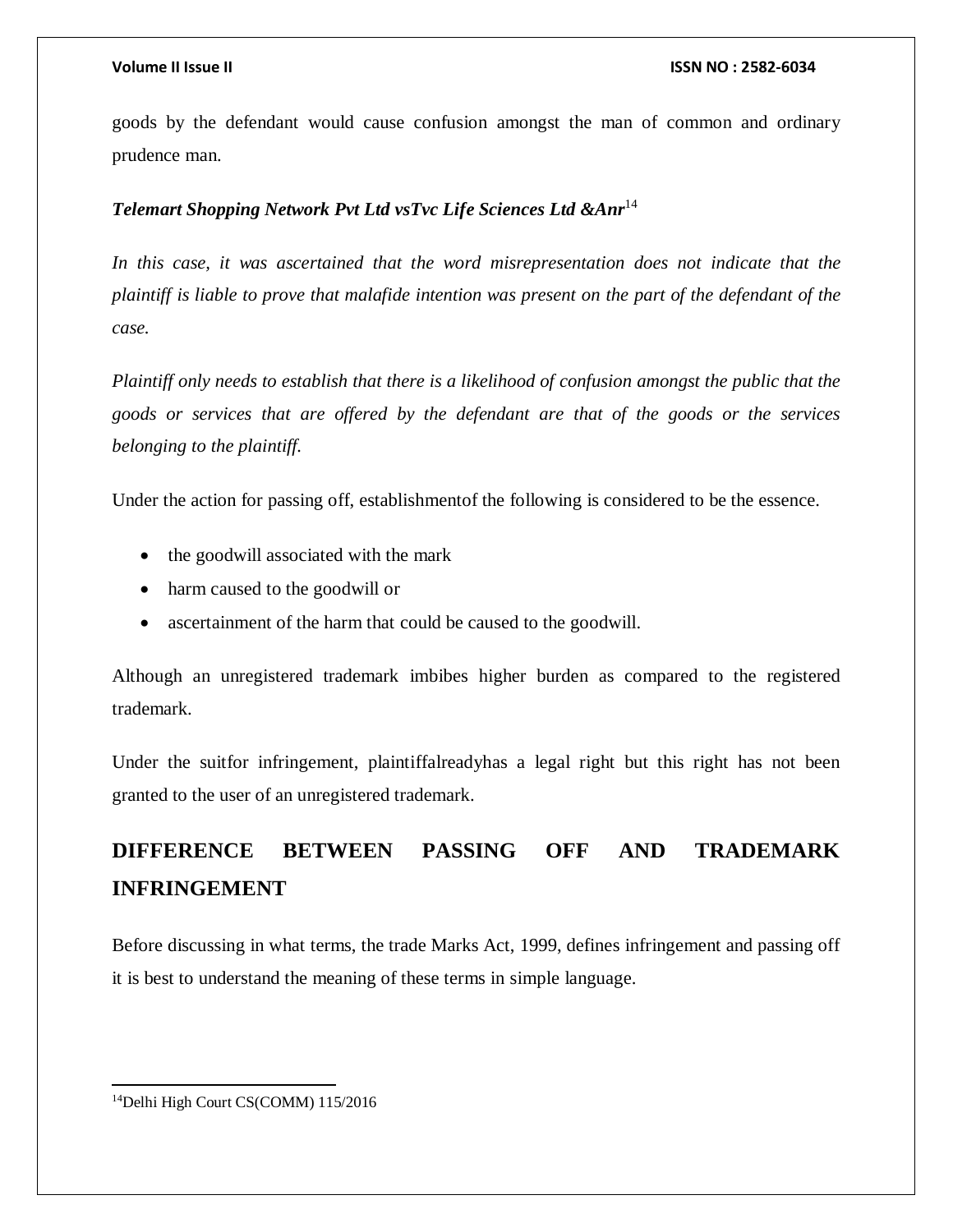goods by the defendant would cause confusion amongst the man of common and ordinary prudence man.

***Telemart Shopping Network Pvt Ltd vsTvc Life Sciences Ltd &Anr***[14]

*In this case, it was ascertained that the word misrepresentation does not indicate that the plaintiff is liable to prove that malafide intention was present on the part of the defendant of the case.*

*Plaintiff only needs to establish that there is a likelihood of confusion amongst the public that the goods or services that are offered by the defendant are that of the goods or the services belonging to the plaintiff.*

Under the action for passing off, establishmentof the following is considered to be the essence.

- the goodwill associated with the mark
- harm caused to the goodwill or
- ascertainment of the harm that could be caused to the goodwill.

Although an unregistered trademark imbibes higher burden as compared to the registered trademark.

Under the suitfor infringement, plaintiffalreadyhas a legal right but this right has not been granted to the user of an unregistered trademark.

## DIFFERENCE BETWEEN PASSING OFF AND TRADEMARK INFRINGEMENT

Before discussing in what terms, the trade Marks Act, 1999, defines infringement and passing off it is best to understand the meaning of these terms in simple language.

---

[14]Delhi High Court CS(COMM) 115/2016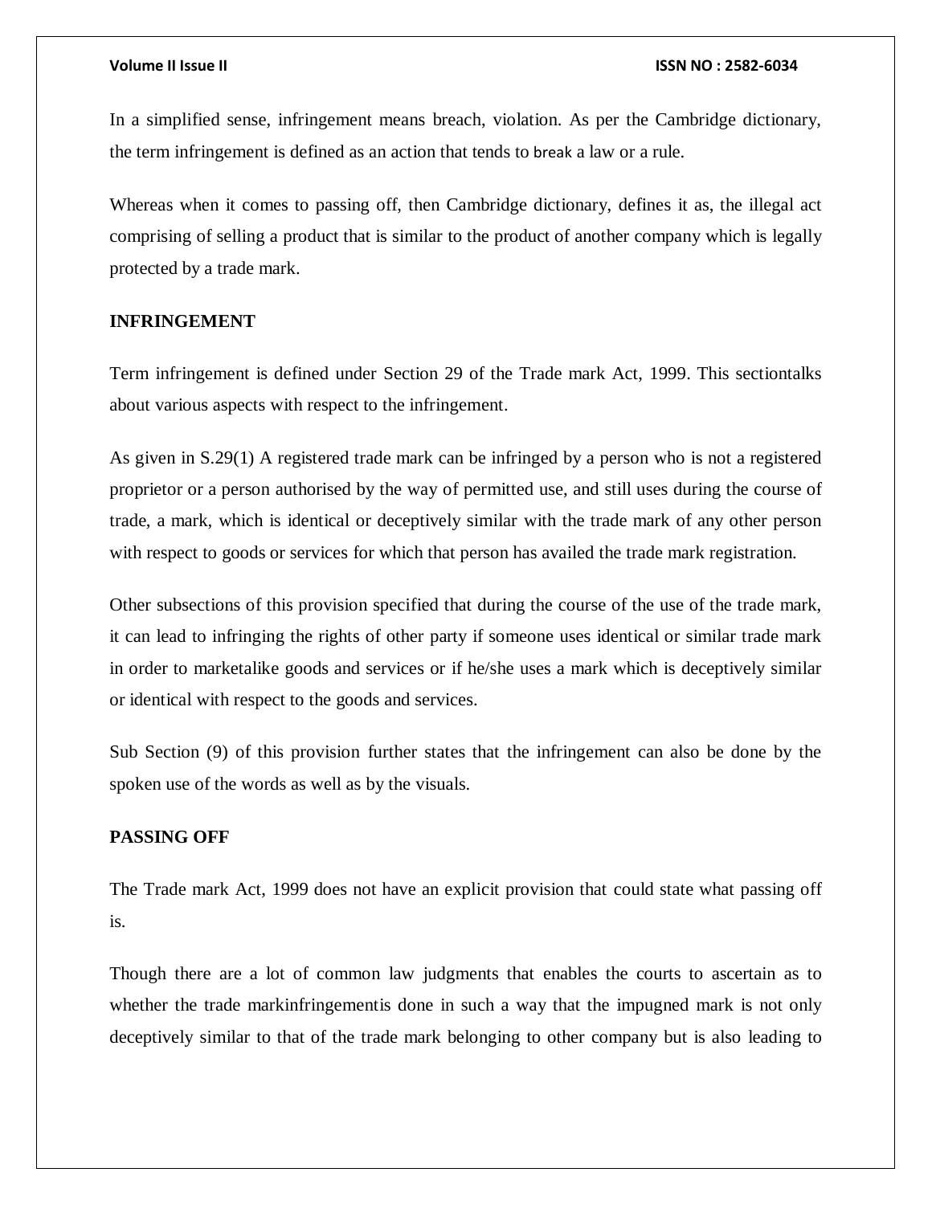In a simplified sense, infringement means breach, violation. As per the Cambridge dictionary, the term infringement is defined as an action that tends to break a law or a rule.

Whereas when it comes to passing off, then Cambridge dictionary, defines it as, the illegal act comprising of selling a product that is similar to the product of another company which is legally protected by a trade mark.

**INFRINGEMENT**

Term infringement is defined under Section 29 of the Trade mark Act, 1999. This sectiontalks about various aspects with respect to the infringement.

As given in S.29(1) A registered trade mark can be infringed by a person who is not a registered proprietor or a person authorised by the way of permitted use, and still uses during the course of trade, a mark, which is identical or deceptively similar with the trade mark of any other person with respect to goods or services for which that person has availed the trade mark registration.

Other subsections of this provision specified that during the course of the use of the trade mark, it can lead to infringing the rights of other party if someone uses identical or similar trade mark in order to marketalike goods and services or if he/she uses a mark which is deceptively similar or identical with respect to the goods and services.

Sub Section (9) of this provision further states that the infringement can also be done by the spoken use of the words as well as by the visuals.

**PASSING OFF**

The Trade mark Act, 1999 does not have an explicit provision that could state what passing off is.

Though there are a lot of common law judgments that enables the courts to ascertain as to whether the trade markinfringementis done in such a way that the impugned mark is not only deceptively similar to that of the trade mark belonging to other company but is also leading to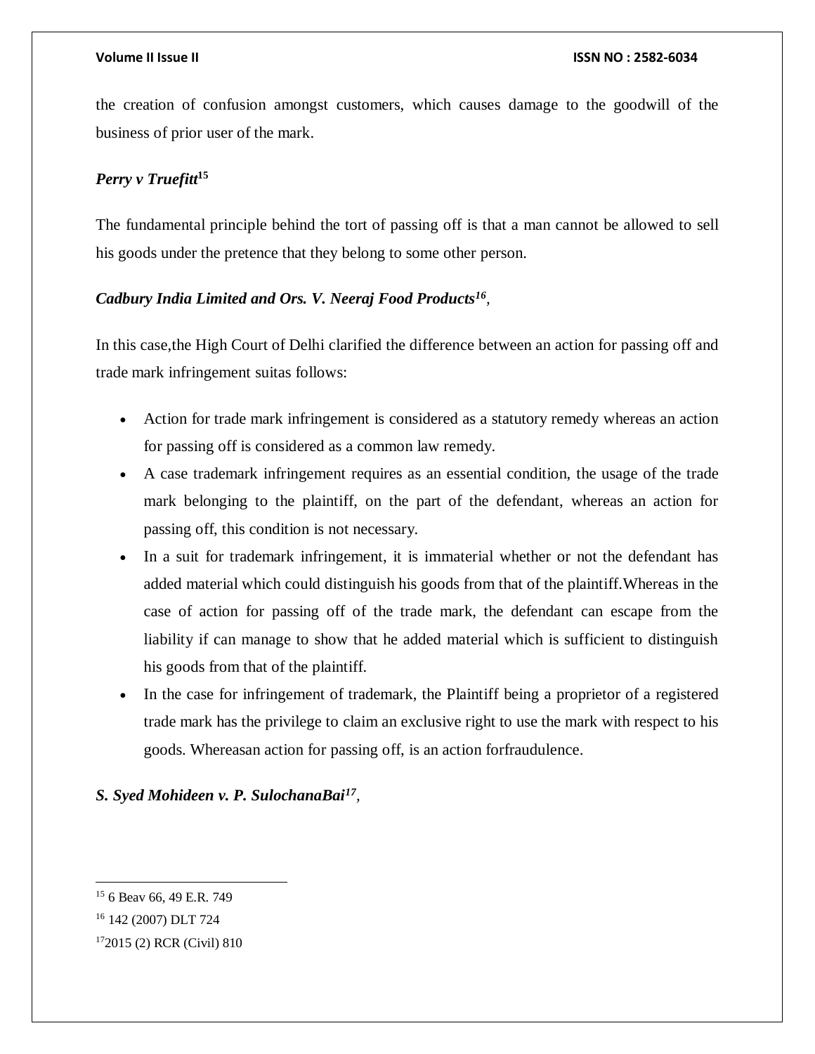the creation of confusion amongst customers, which causes damage to the goodwill of the business of prior user of the mark.

***Perry v Truefitt*[15]**

The fundamental principle behind the tort of passing off is that a man cannot be allowed to sell his goods under the pretence that they belong to some other person.

***Cadbury India Limited and Ors. V. Neeraj Food Products*[16]**,

In this case,the High Court of Delhi clarified the difference between an action for passing off and trade mark infringement suitas follows:

- Action for trade mark infringement is considered as a statutory remedy whereas an action for passing off is considered as a common law remedy.
- A case trademark infringement requires as an essential condition, the usage of the trade mark belonging to the plaintiff, on the part of the defendant, whereas an action for passing off, this condition is not necessary.
- In a suit for trademark infringement, it is immaterial whether or not the defendant has added material which could distinguish his goods from that of the plaintiff.Whereas in the case of action for passing off of the trade mark, the defendant can escape from the liability if can manage to show that he added material which is sufficient to distinguish his goods from that of the plaintiff.
- In the case for infringement of trademark, the Plaintiff being a proprietor of a registered trade mark has the privilege to claim an exclusive right to use the mark with respect to his goods. Whereasan action for passing off, is an action forfraudulence.

***S. Syed Mohideen v. P. SulochanaBai*[17]**,

---

[15] 6 Beav 66, 49 E.R. 749

[16] 142 (2007) DLT 724

[17] 2015 (2) RCR (Civil) 810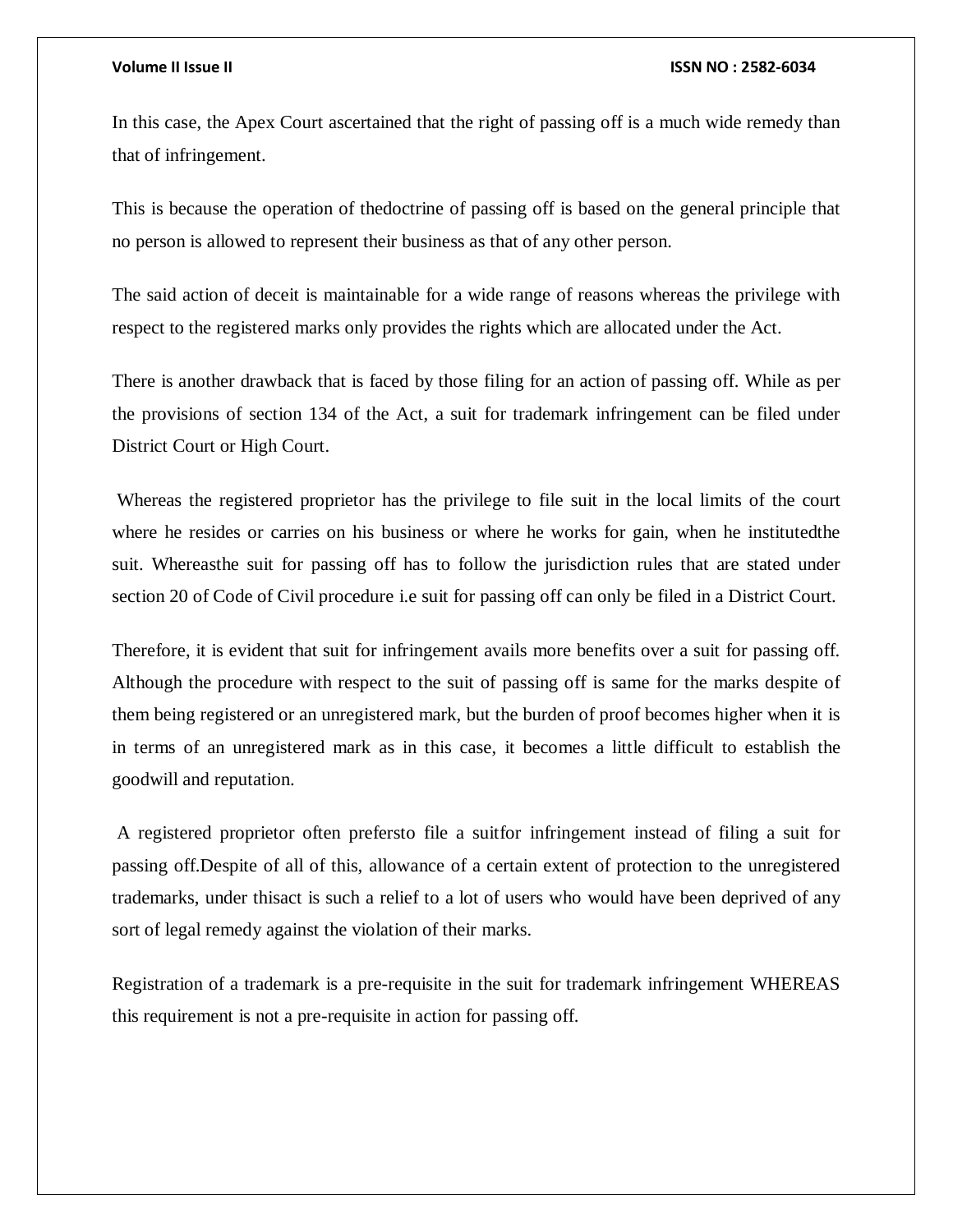In this case, the Apex Court ascertained that the right of passing off is a much wide remedy than that of infringement.

This is because the operation of thedoctrine of passing off is based on the general principle that no person is allowed to represent their business as that of any other person.

The said action of deceit is maintainable for a wide range of reasons whereas the privilege with respect to the registered marks only provides the rights which are allocated under the Act.

There is another drawback that is faced by those filing for an action of passing off. While as per the provisions of section 134 of the Act, a suit for trademark infringement can be filed under District Court or High Court.

Whereas the registered proprietor has the privilege to file suit in the local limits of the court where he resides or carries on his business or where he works for gain, when he institutedthe suit. Whereasthe suit for passing off has to follow the jurisdiction rules that are stated under section 20 of Code of Civil procedure i.e suit for passing off can only be filed in a District Court.

Therefore, it is evident that suit for infringement avails more benefits over a suit for passing off. Although the procedure with respect to the suit of passing off is same for the marks despite of them being registered or an unregistered mark, but the burden of proof becomes higher when it is in terms of an unregistered mark as in this case, it becomes a little difficult to establish the goodwill and reputation.

A registered proprietor often prefersto file a suitfor infringement instead of filing a suit for passing off.Despite of all of this, allowance of a certain extent of protection to the unregistered trademarks, under thisact is such a relief to a lot of users who would have been deprived of any sort of legal remedy against the violation of their marks.

Registration of a trademark is a pre-requisite in the suit for trademark infringement WHEREAS this requirement is not a pre-requisite in action for passing off.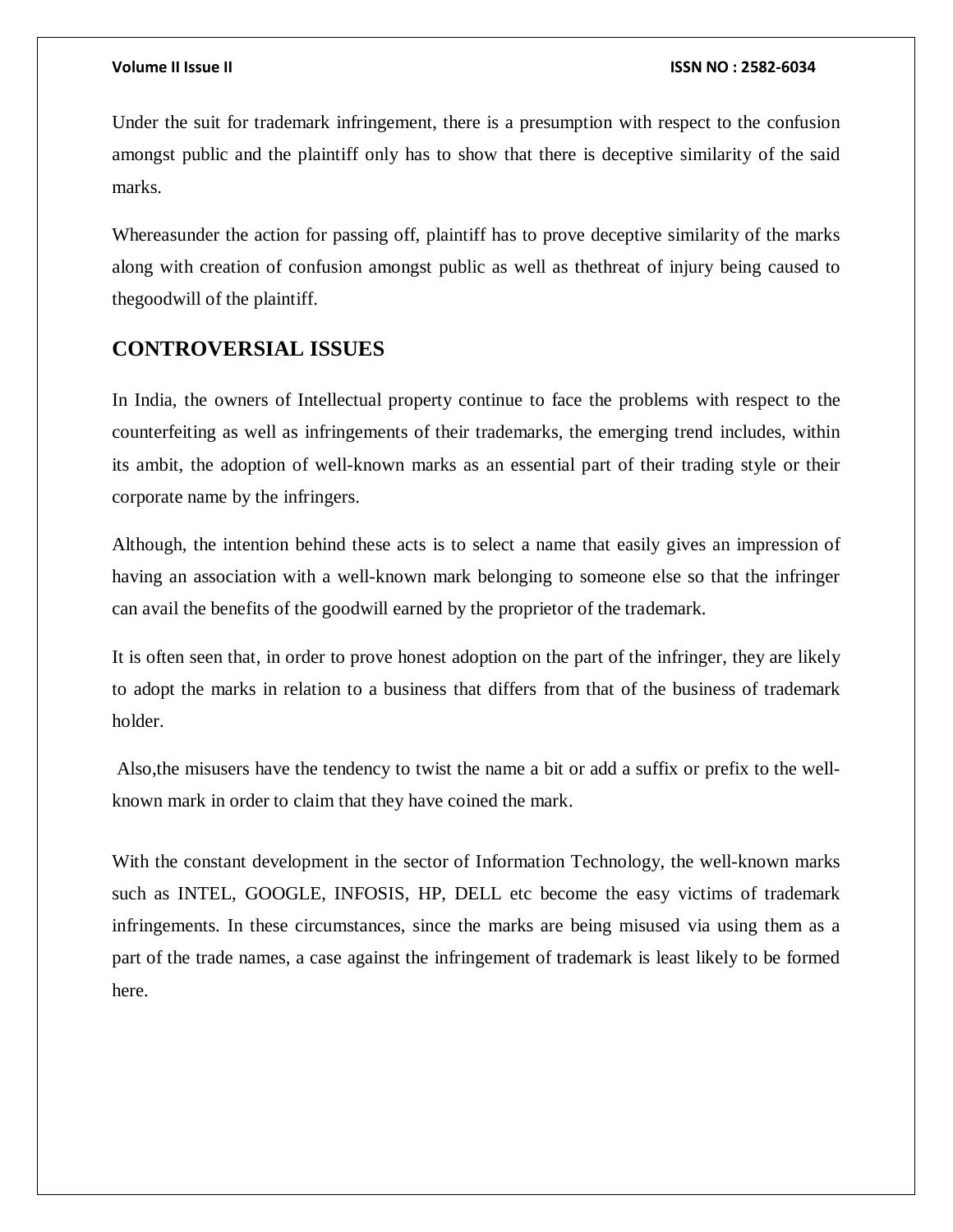Under the suit for trademark infringement, there is a presumption with respect to the confusion amongst public and the plaintiff only has to show that there is deceptive similarity of the said marks.

Whereasunder the action for passing off, plaintiff has to prove deceptive similarity of the marks along with creation of confusion amongst public as well as thethreat of injury being caused to thegoodwill of the plaintiff.

## CONTROVERSIAL ISSUES

In India, the owners of Intellectual property continue to face the problems with respect to the counterfeiting as well as infringements of their trademarks, the emerging trend includes, within its ambit, the adoption of well-known marks as an essential part of their trading style or their corporate name by the infringers.

Although, the intention behind these acts is to select a name that easily gives an impression of having an association with a well-known mark belonging to someone else so that the infringer can avail the benefits of the goodwill earned by the proprietor of the trademark.

It is often seen that, in order to prove honest adoption on the part of the infringer, they are likely to adopt the marks in relation to a business that differs from that of the business of trademark holder.

Also,the misusers have the tendency to twist the name a bit or add a suffix or prefix to the well-known mark in order to claim that they have coined the mark.

With the constant development in the sector of Information Technology, the well-known marks such as INTEL, GOOGLE, INFOSIS, HP, DELL etc become the easy victims of trademark infringements. In these circumstances, since the marks are being misused via using them as a part of the trade names, a case against the infringement of trademark is least likely to be formed here.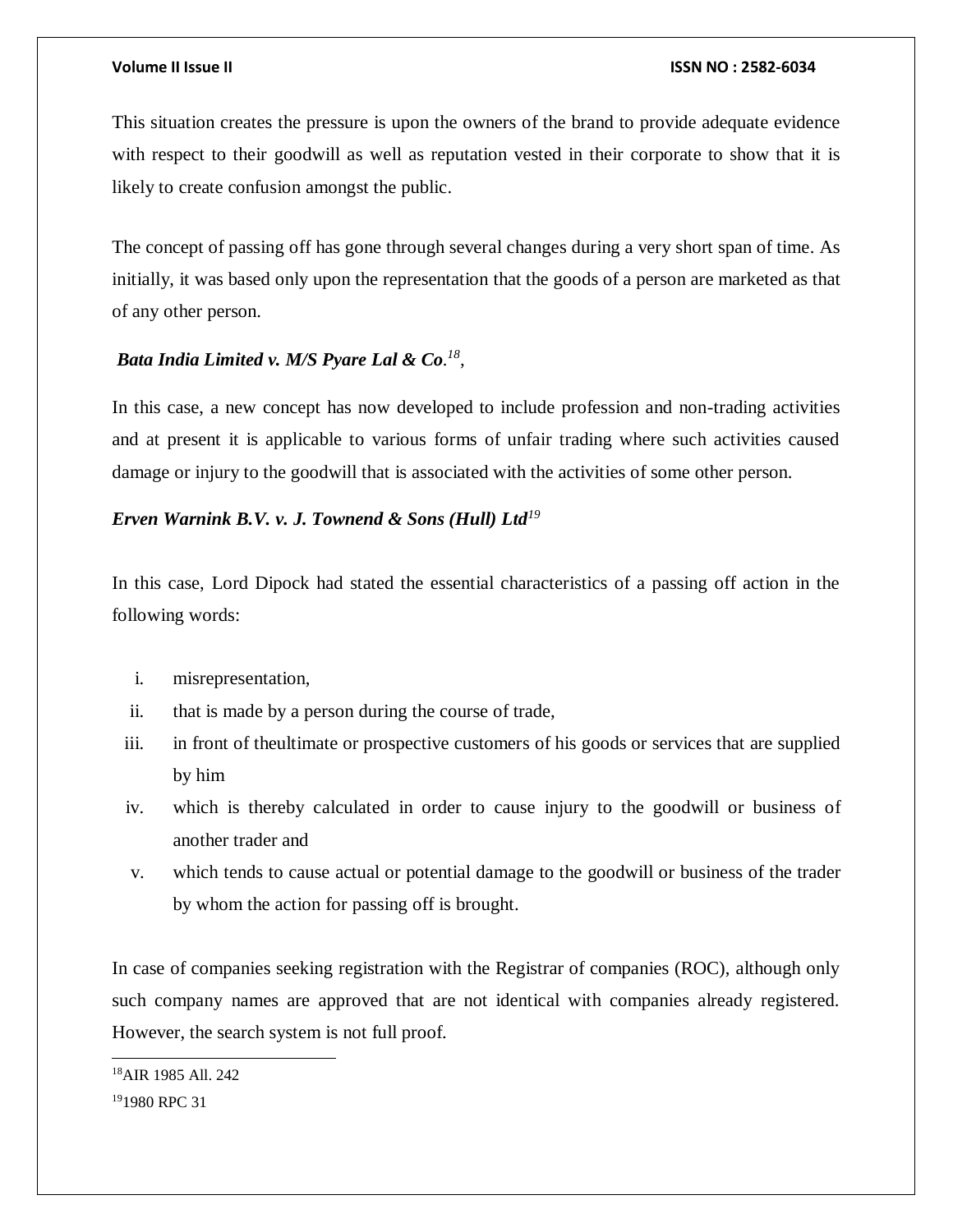This situation creates the pressure is upon the owners of the brand to provide adequate evidence with respect to their goodwill as well as reputation vested in their corporate to show that it is likely to create confusion amongst the public.

The concept of passing off has gone through several changes during a very short span of time. As initially, it was based only upon the representation that the goods of a person are marketed as that of any other person.

***Bata India Limited v. M/S Pyare Lal & Co.***[18],

In this case, a new concept has now developed to include profession and non-trading activities and at present it is applicable to various forms of unfair trading where such activities caused damage or injury to the goodwill that is associated with the activities of some other person.

***Erven Warnink B.V. v. J. Townend & Sons (Hull) Ltd***[19]

In this case, Lord Dipock had stated the essential characteristics of a passing off action in the following words:

i. misrepresentation,
ii. that is made by a person during the course of trade,
iii. in front of theultimate or prospective customers of his goods or services that are supplied by him
iv. which is thereby calculated in order to cause injury to the goodwill or business of another trader and
v. which tends to cause actual or potential damage to the goodwill or business of the trader by whom the action for passing off is brought.

In case of companies seeking registration with the Registrar of companies (ROC), although only such company names are approved that are not identical with companies already registered. However, the search system is not full proof.

---

[18] AIR 1985 All. 242

[19] 1980 RPC 31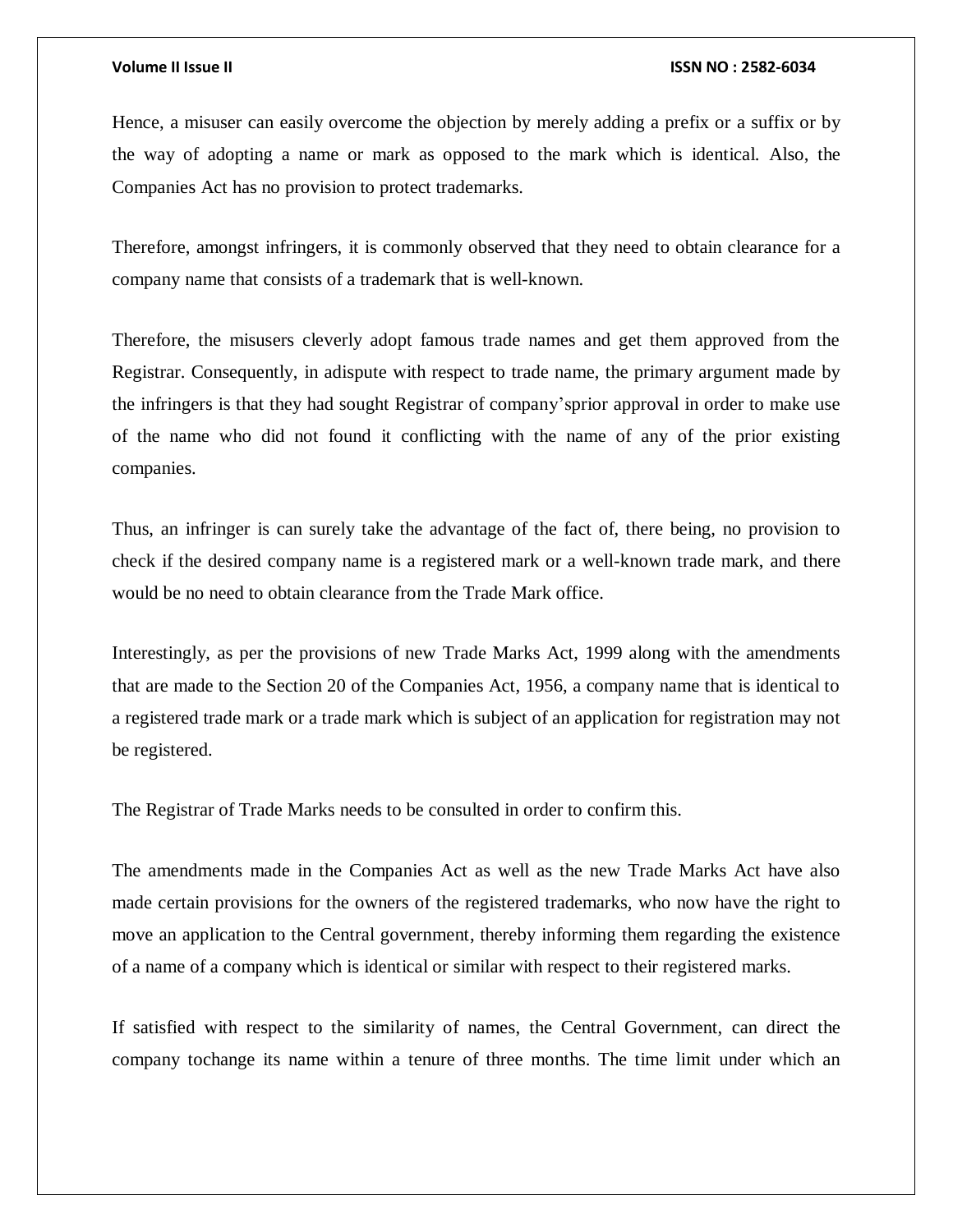Hence, a misuser can easily overcome the objection by merely adding a prefix or a suffix or by the way of adopting a name or mark as opposed to the mark which is identical. Also, the Companies Act has no provision to protect trademarks.

Therefore, amongst infringers, it is commonly observed that they need to obtain clearance for a company name that consists of a trademark that is well-known.

Therefore, the misusers cleverly adopt famous trade names and get them approved from the Registrar. Consequently, in adispute with respect to trade name, the primary argument made by the infringers is that they had sought Registrar of company'sprior approval in order to make use of the name who did not found it conflicting with the name of any of the prior existing companies.

Thus, an infringer is can surely take the advantage of the fact of, there being, no provision to check if the desired company name is a registered mark or a well-known trade mark, and there would be no need to obtain clearance from the Trade Mark office.

Interestingly, as per the provisions of new Trade Marks Act, 1999 along with the amendments that are made to the Section 20 of the Companies Act, 1956, a company name that is identical to a registered trade mark or a trade mark which is subject of an application for registration may not be registered.

The Registrar of Trade Marks needs to be consulted in order to confirm this.

The amendments made in the Companies Act as well as the new Trade Marks Act have also made certain provisions for the owners of the registered trademarks, who now have the right to move an application to the Central government, thereby informing them regarding the existence of a name of a company which is identical or similar with respect to their registered marks.

If satisfied with respect to the similarity of names, the Central Government, can direct the company tochange its name within a tenure of three months. The time limit under which an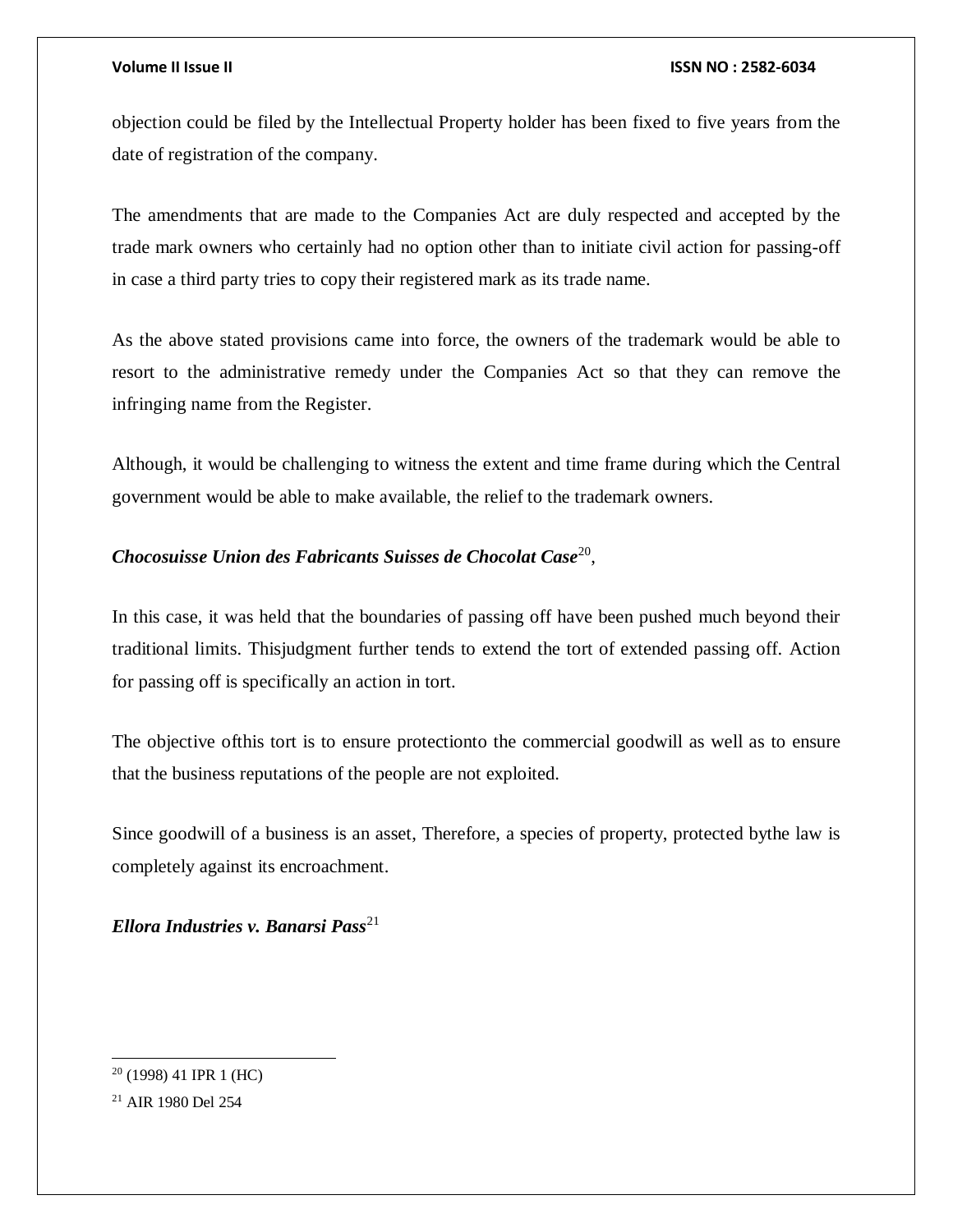objection could be filed by the Intellectual Property holder has been fixed to five years from the date of registration of the company.

The amendments that are made to the Companies Act are duly respected and accepted by the trade mark owners who certainly had no option other than to initiate civil action for passing-off in case a third party tries to copy their registered mark as its trade name.

As the above stated provisions came into force, the owners of the trademark would be able to resort to the administrative remedy under the Companies Act so that they can remove the infringing name from the Register.

Although, it would be challenging to witness the extent and time frame during which the Central government would be able to make available, the relief to the trademark owners.

***Chocosuisse Union des Fabricants Suisses de Chocolat Case***[20],

In this case, it was held that the boundaries of passing off have been pushed much beyond their traditional limits. Thisjudgment further tends to extend the tort of extended passing off. Action for passing off is specifically an action in tort.

The objective ofthis tort is to ensure protectionto the commercial goodwill as well as to ensure that the business reputations of the people are not exploited.

Since goodwill of a business is an asset, Therefore, a species of property, protected bythe law is completely against its encroachment.

***Ellora Industries v. Banarsi Pass***[21]

---

[20] (1998) 41 IPR 1 (HC)

[21] AIR 1980 Del 254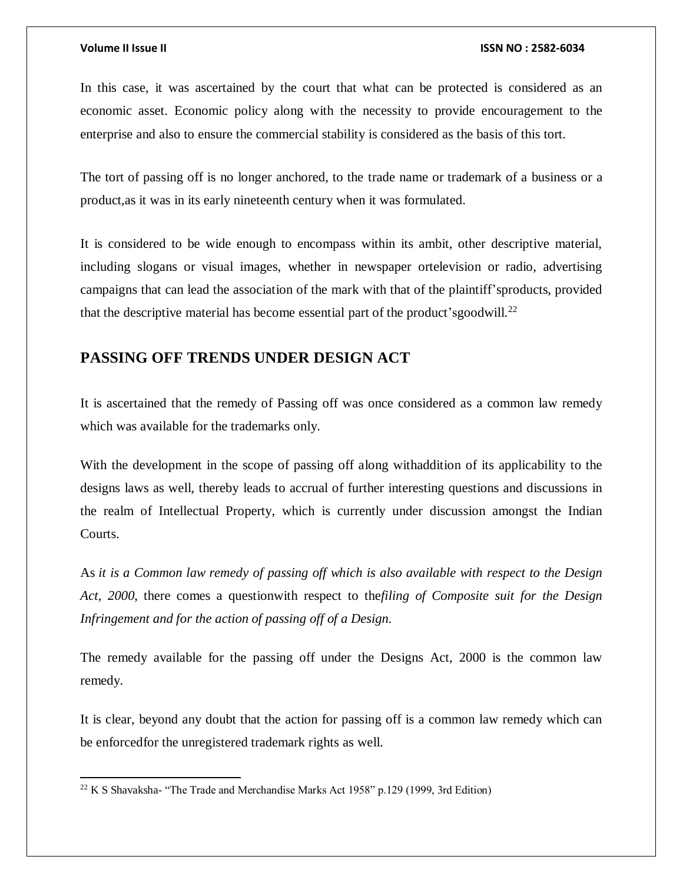In this case, it was ascertained by the court that what can be protected is considered as an economic asset. Economic policy along with the necessity to provide encouragement to the enterprise and also to ensure the commercial stability is considered as the basis of this tort.

The tort of passing off is no longer anchored, to the trade name or trademark of a business or a product,as it was in its early nineteenth century when it was formulated.

It is considered to be wide enough to encompass within its ambit, other descriptive material, including slogans or visual images, whether in newspaper ortelevision or radio, advertising campaigns that can lead the association of the mark with that of the plaintiff'sproducts, provided that the descriptive material has become essential part of the product'sgoodwill.[22]

## PASSING OFF TRENDS UNDER DESIGN ACT

It is ascertained that the remedy of Passing off was once considered as a common law remedy which was available for the trademarks only.

With the development in the scope of passing off along withaddition of its applicability to the designs laws as well, thereby leads to accrual of further interesting questions and discussions in the realm of Intellectual Property, which is currently under discussion amongst the Indian Courts.

As *it is a Common law remedy of passing off which is also available with respect to the Design Act, 2000*, there comes a questionwith respect to the*filing of Composite suit for the Design Infringement and for the action of passing off of a Design.*

The remedy available for the passing off under the Designs Act, 2000 is the common law remedy.

It is clear, beyond any doubt that the action for passing off is a common law remedy which can be enforcedfor the unregistered trademark rights as well.

[22] K S Shavaksha- "The Trade and Merchandise Marks Act 1958" p.129 (1999, 3rd Edition)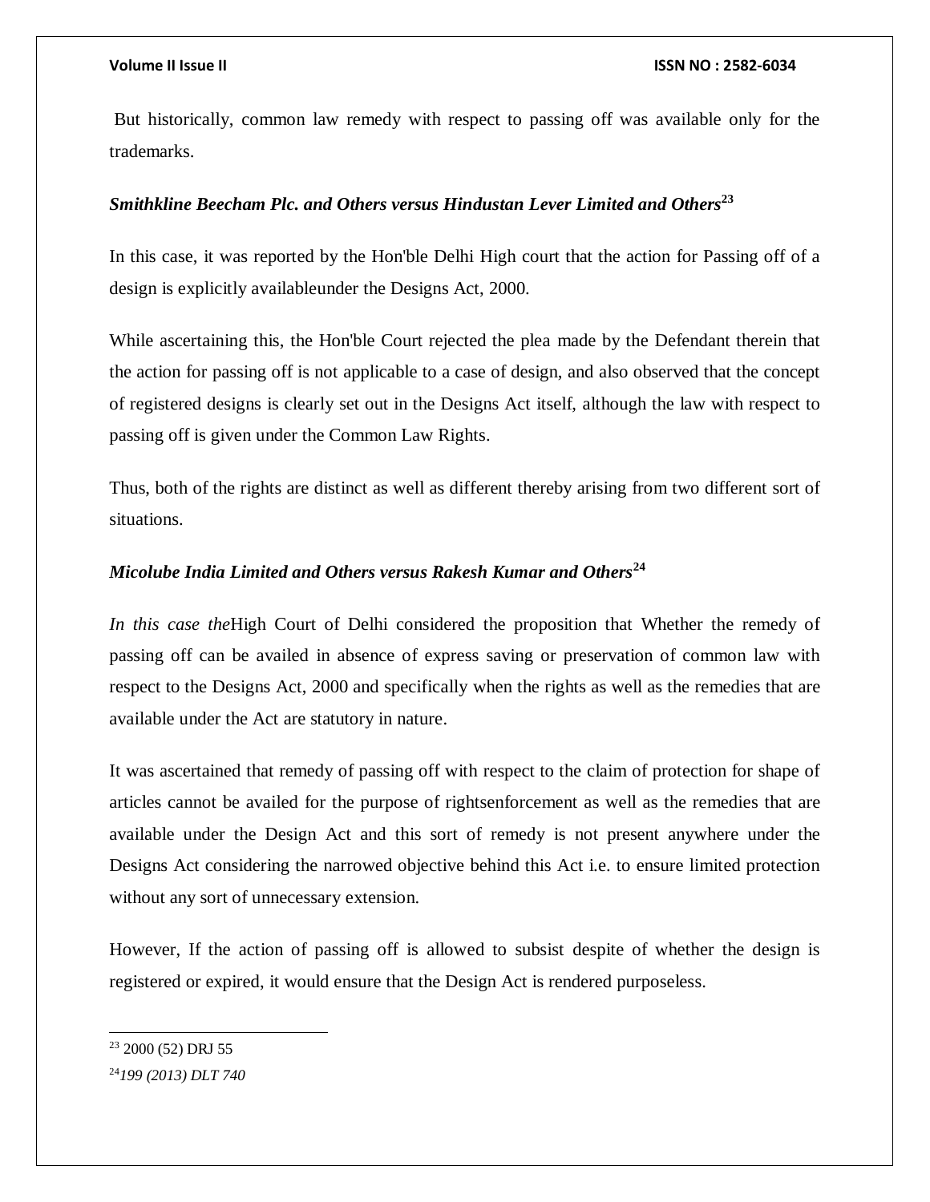But historically, common law remedy with respect to passing off was available only for the trademarks.

### *Smithkline Beecham Plc. and Others versus Hindustan Lever Limited and Others*[23]

In this case, it was reported by the Hon'ble Delhi High court that the action for Passing off of a design is explicitly availableunder the Designs Act, 2000.

While ascertaining this, the Hon'ble Court rejected the plea made by the Defendant therein that the action for passing off is not applicable to a case of design, and also observed that the concept of registered designs is clearly set out in the Designs Act itself, although the law with respect to passing off is given under the Common Law Rights.

Thus, both of the rights are distinct as well as different thereby arising from two different sort of situations.

### *Micolube India Limited and Others versus Rakesh Kumar and Others*[24]

*In this case the*High Court of Delhi considered the proposition that Whether the remedy of passing off can be availed in absence of express saving or preservation of common law with respect to the Designs Act, 2000 and specifically when the rights as well as the remedies that are available under the Act are statutory in nature.

It was ascertained that remedy of passing off with respect to the claim of protection for shape of articles cannot be availed for the purpose of rightsenforcement as well as the remedies that are available under the Design Act and this sort of remedy is not present anywhere under the Designs Act considering the narrowed objective behind this Act i.e. to ensure limited protection without any sort of unnecessary extension.

However, If the action of passing off is allowed to subsist despite of whether the design is registered or expired, it would ensure that the Design Act is rendered purposeless.

---

[23] 2000 (52) DRJ 55

[24] *199 (2013) DLT 740*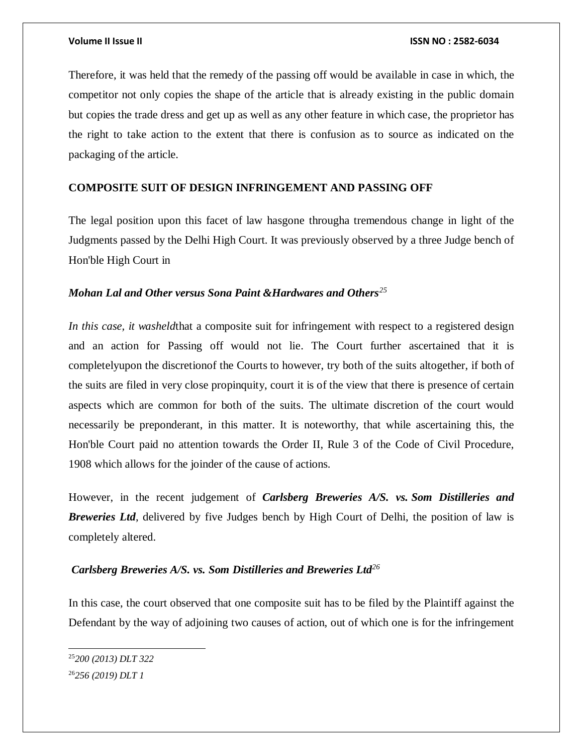Therefore, it was held that the remedy of the passing off would be available in case in which, the competitor not only copies the shape of the article that is already existing in the public domain but copies the trade dress and get up as well as any other feature in which case, the proprietor has the right to take action to the extent that there is confusion as to source as indicated on the packaging of the article.

**COMPOSITE SUIT OF DESIGN INFRINGEMENT AND PASSING OFF**

The legal position upon this facet of law hasgone througha tremendous change in light of the Judgments passed by the Delhi High Court. It was previously observed by a three Judge bench of Hon'ble High Court in

***Mohan Lal and Other versus Sona Paint &Hardwares and Others*[25]**

*In this case, it washeld*that a composite suit for infringement with respect to a registered design and an action for Passing off would not lie. The Court further ascertained that it is completelyupon the discretionof the Courts to however, try both of the suits altogether, if both of the suits are filed in very close propinquity, court it is of the view that there is presence of certain aspects which are common for both of the suits. The ultimate discretion of the court would necessarily be preponderant, in this matter. It is noteworthy, that while ascertaining this, the Hon'ble Court paid no attention towards the Order II, Rule 3 of the Code of Civil Procedure, 1908 which allows for the joinder of the cause of actions.

However, in the recent judgement of ***Carlsberg Breweries A/S. vs. Som Distilleries and Breweries Ltd***, delivered by five Judges bench by High Court of Delhi, the position of law is completely altered.

***Carlsberg Breweries A/S. vs. Som Distilleries and Breweries Ltd*[26]**

In this case, the court observed that one composite suit has to be filed by the Plaintiff against the Defendant by the way of adjoining two causes of action, out of which one is for the infringement

---

[25] *200 (2013) DLT 322*

[26] *256 (2019) DLT 1*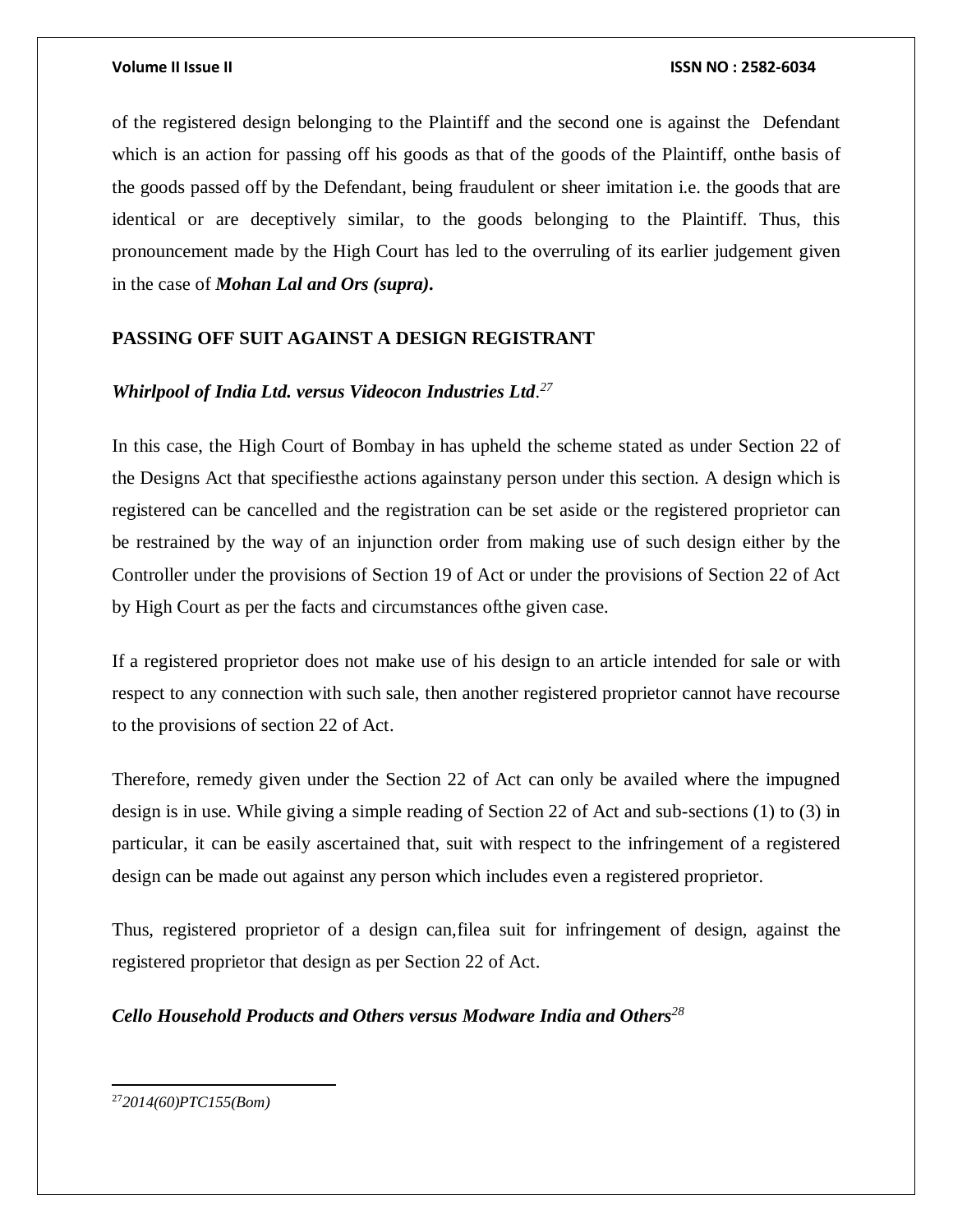of the registered design belonging to the Plaintiff and the second one is against the Defendant which is an action for passing off his goods as that of the goods of the Plaintiff, onthe basis of the goods passed off by the Defendant, being fraudulent or sheer imitation i.e. the goods that are identical or are deceptively similar, to the goods belonging to the Plaintiff. Thus, this pronouncement made by the High Court has led to the overruling of its earlier judgement given in the case of ***Mohan Lal and Ors (supra).***

## PASSING OFF SUIT AGAINST A DESIGN REGISTRANT

***Whirlpool of India Ltd. versus Videocon Industries Ltd.***[27]

In this case, the High Court of Bombay in has upheld the scheme stated as under Section 22 of the Designs Act that specifiesthe actions againstany person under this section. A design which is registered can be cancelled and the registration can be set aside or the registered proprietor can be restrained by the way of an injunction order from making use of such design either by the Controller under the provisions of Section 19 of Act or under the provisions of Section 22 of Act by High Court as per the facts and circumstances ofthe given case.

If a registered proprietor does not make use of his design to an article intended for sale or with respect to any connection with such sale, then another registered proprietor cannot have recourse to the provisions of section 22 of Act.

Therefore, remedy given under the Section 22 of Act can only be availed where the impugned design is in use. While giving a simple reading of Section 22 of Act and sub-sections (1) to (3) in particular, it can be easily ascertained that, suit with respect to the infringement of a registered design can be made out against any person which includes even a registered proprietor.

Thus, registered proprietor of a design can,filea suit for infringement of design, against the registered proprietor that design as per Section 22 of Act.

***Cello Household Products and Others versus Modware India and Others***[28]

---

[27] *2014(60)PTC155(Bom)*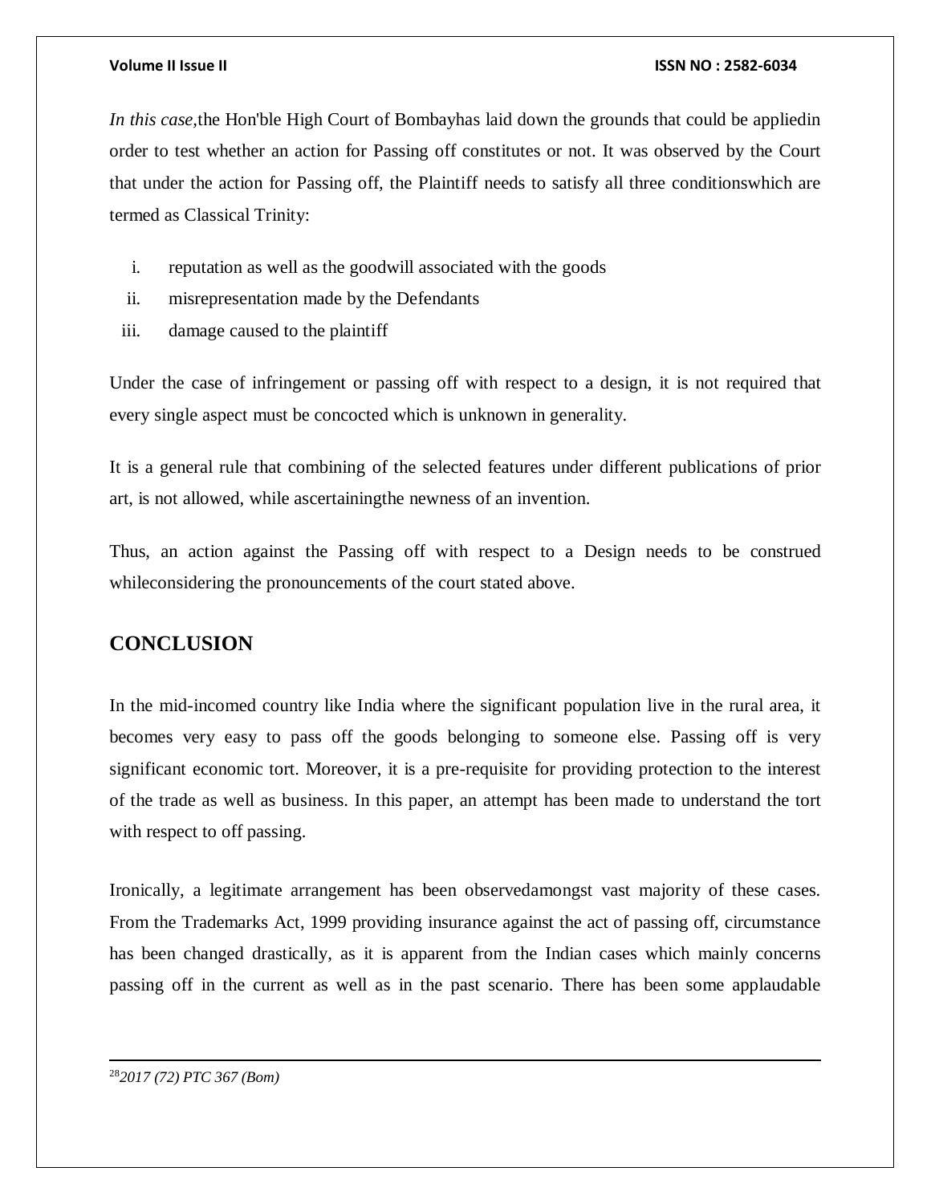*In this case,*the Hon'ble High Court of Bombayhas laid down the grounds that could be appliedin order to test whether an action for Passing off constitutes or not. It was observed by the Court that under the action for Passing off, the Plaintiff needs to satisfy all three conditionswhich are termed as Classical Trinity:

i. reputation as well as the goodwill associated with the goods
ii. misrepresentation made by the Defendants
iii. damage caused to the plaintiff

Under the case of infringement or passing off with respect to a design, it is not required that every single aspect must be concocted which is unknown in generality.

It is a general rule that combining of the selected features under different publications of prior art, is not allowed, while ascertainingthe newness of an invention.

Thus, an action against the Passing off with respect to a Design needs to be construed whileconsidering the pronouncements of the court stated above.

## CONCLUSION

In the mid-incomed country like India where the significant population live in the rural area, it becomes very easy to pass off the goods belonging to someone else. Passing off is very significant economic tort. Moreover, it is a pre-requisite for providing protection to the interest of the trade as well as business. In this paper, an attempt has been made to understand the tort with respect to off passing.

Ironically, a legitimate arrangement has been observedamongst vast majority of these cases. From the Trademarks Act, 1999 providing insurance against the act of passing off, circumstance has been changed drastically, as it is apparent from the Indian cases which mainly concerns passing off in the current as well as in the past scenario. There has been some applaudable

[28] *2017 (72) PTC 367 (Bom)*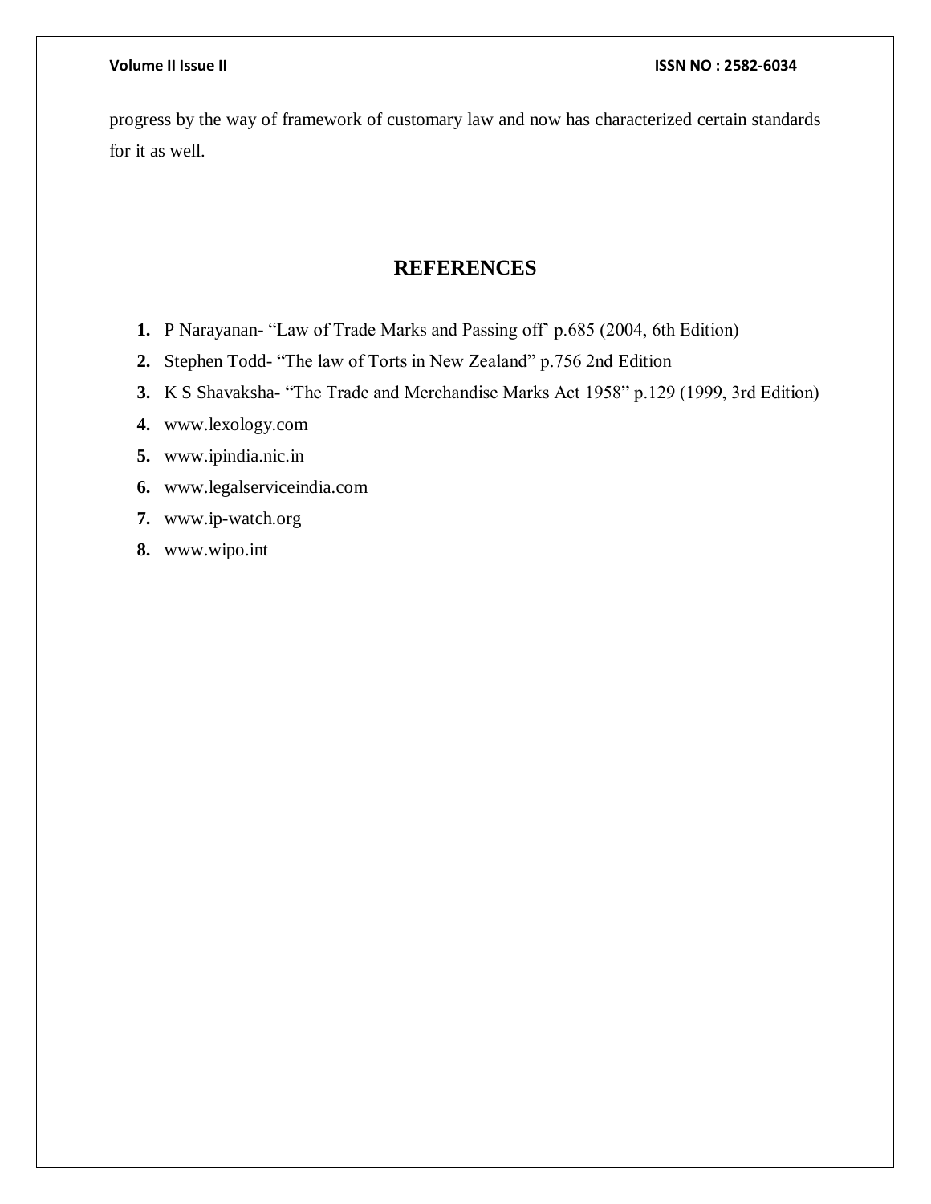progress by the way of framework of customary law and now has characterized certain standards for it as well.

## REFERENCES

1. P Narayanan- “Law of Trade Marks and Passing off’ p.685 (2004, 6th Edition)
2. Stephen Todd- “The law of Torts in New Zealand” p.756 2nd Edition
3. K S Shavaksha- “The Trade and Merchandise Marks Act 1958” p.129 (1999, 3rd Edition)
4. www.lexology.com
5. www.ipindia.nic.in
6. www.legalserviceindia.com
7. www.ip-watch.org
8. www.wipo.int